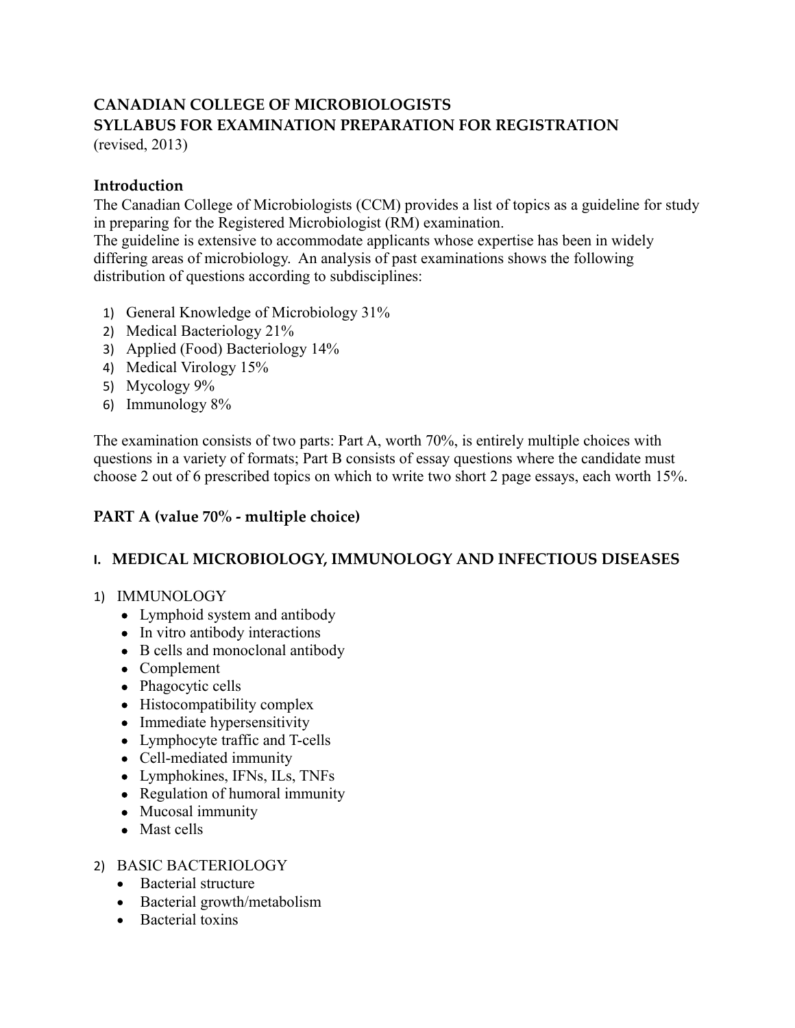# CANADIAN COLLEGE OF MICROBIOLOGISTS
# SYLLABUS FOR EXAMINATION PREPARATION FOR REGISTRATION

(revised, 2013)

## Introduction

The Canadian College of Microbiologists (CCM) provides a list of topics as a guideline for study in preparing for the Registered Microbiologist (RM) examination.
The guideline is extensive to accommodate applicants whose expertise has been in widely differing areas of microbiology. An analysis of past examinations shows the following distribution of questions according to subdisciplines:

1) General Knowledge of Microbiology 31%
2) Medical Bacteriology 21%
3) Applied (Food) Bacteriology 14%
4) Medical Virology 15%
5) Mycology 9%
6) Immunology 8%

The examination consists of two parts: Part A, worth 70%, is entirely multiple choices with questions in a variety of formats; Part B consists of essay questions where the candidate must choose 2 out of 6 prescribed topics on which to write two short 2 page essays, each worth 15%.

## PART A (value 70% - multiple choice)

### I. MEDICAL MICROBIOLOGY, IMMUNOLOGY AND INFECTIOUS DISEASES

1) IMMUNOLOGY
   - Lymphoid system and antibody
   - In vitro antibody interactions
   - B cells and monoclonal antibody
   - Complement
   - Phagocytic cells
   - Histocompatibility complex
   - Immediate hypersensitivity
   - Lymphocyte traffic and T-cells
   - Cell-mediated immunity
   - Lymphokines, IFNs, ILs, TNFs
   - Regulation of humoral immunity
   - Mucosal immunity
   - Mast cells

2) BASIC BACTERIOLOGY
   - Bacterial structure
   - Bacterial growth/metabolism
   - Bacterial toxins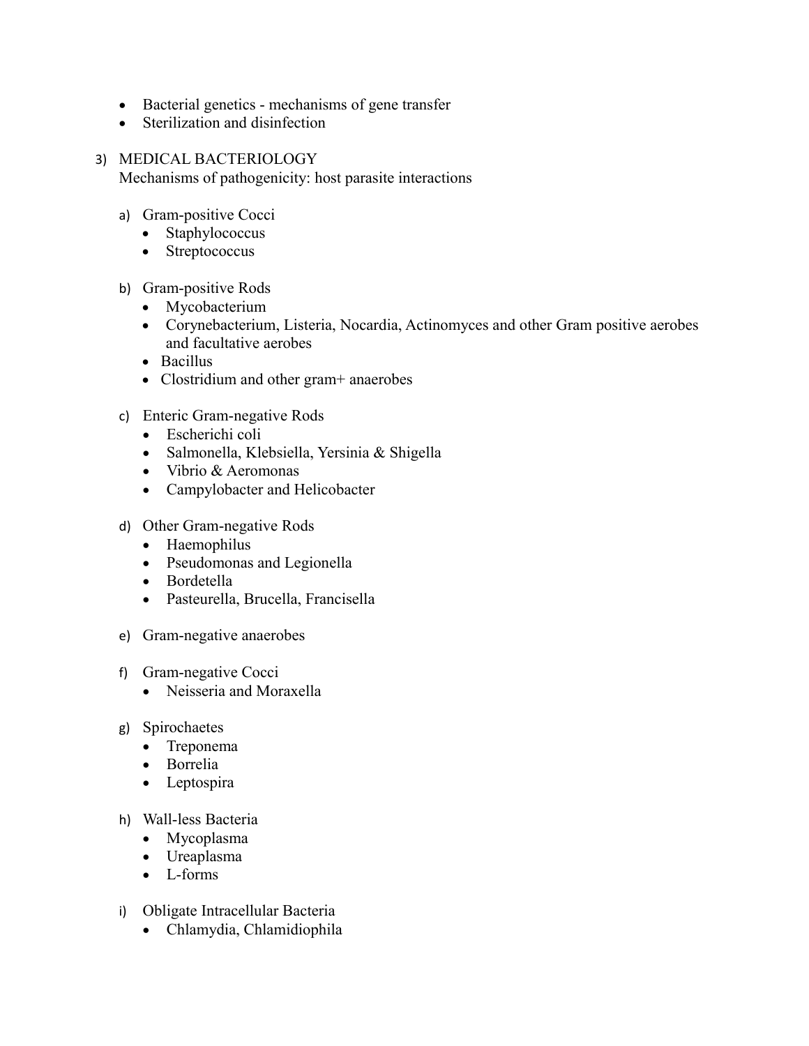- Bacterial genetics - mechanisms of gene transfer
- Sterilization and disinfection

3) MEDICAL BACTERIOLOGY
   Mechanisms of pathogenicity: host parasite interactions

   a) Gram-positive Cocci
      - Staphylococcus
      - Streptococcus

   b) Gram-positive Rods
      - Mycobacterium
      - Corynebacterium, Listeria, Nocardia, Actinomyces and other Gram positive aerobes and facultative aerobes
      - Bacillus
      - Clostridium and other gram+ anaerobes

   c) Enteric Gram-negative Rods
      - Escherichi coli
      - Salmonella, Klebsiella, Yersinia & Shigella
      - Vibrio & Aeromonas
      - Campylobacter and Helicobacter

   d) Other Gram-negative Rods
      - Haemophilus
      - Pseudomonas and Legionella
      - Bordetella
      - Pasteurella, Brucella, Francisella

   e) Gram-negative anaerobes

   f) Gram-negative Cocci
      - Neisseria and Moraxella

   g) Spirochaetes
      - Treponema
      - Borrelia
      - Leptospira

   h) Wall-less Bacteria
      - Mycoplasma
      - Ureaplasma
      - L-forms

   i) Obligate Intracellular Bacteria
      - Chlamydia, Chlamidiophila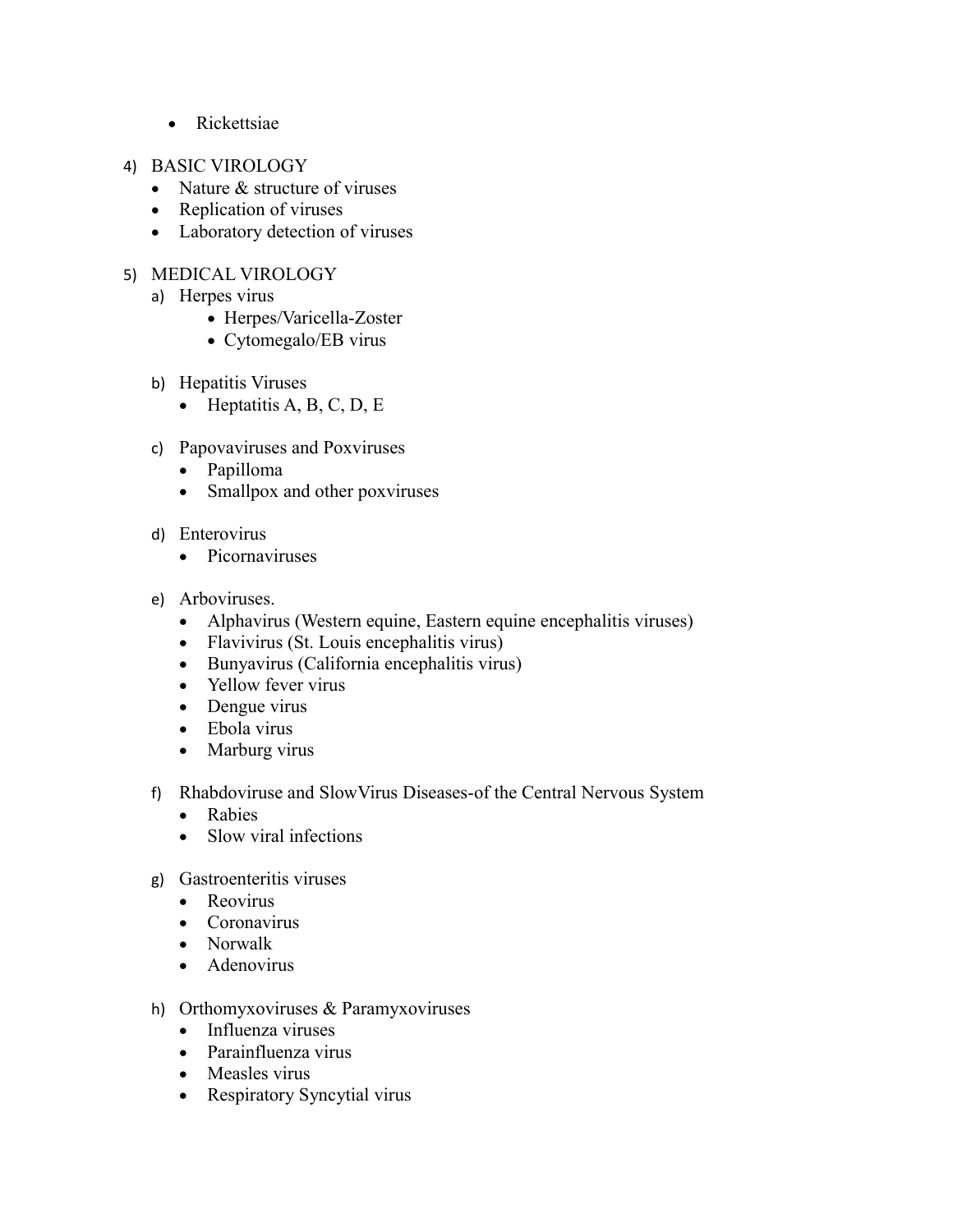- Rickettsiae

4) BASIC VIROLOGY
   - Nature & structure of viruses
   - Replication of viruses
   - Laboratory detection of viruses

5) MEDICAL VIROLOGY
   a) Herpes virus
      - Herpes/Varicella-Zoster
      - Cytomegalo/EB virus

   b) Hepatitis Viruses
      - Heptatitis A, B, C, D, E

   c) Papovaviruses and Poxviruses
      - Papilloma
      - Smallpox and other poxviruses

   d) Enterovirus
      - Picornaviruses

   e) Arboviruses.
      - Alphavirus (Western equine, Eastern equine encephalitis viruses)
      - Flavivirus (St. Louis encephalitis virus)
      - Bunyavirus (California encephalitis virus)
      - Yellow fever virus
      - Dengue virus
      - Ebola virus
      - Marburg virus

   f) Rhabdoviruse and SlowVirus Diseases-of the Central Nervous System
      - Rabies
      - Slow viral infections

   g) Gastroenteritis viruses
      - Reovirus
      - Coronavirus
      - Norwalk
      - Adenovirus

   h) Orthomyxoviruses & Paramyxoviruses
      - Influenza viruses
      - Parainfluenza virus
      - Measles virus
      - Respiratory Syncytial virus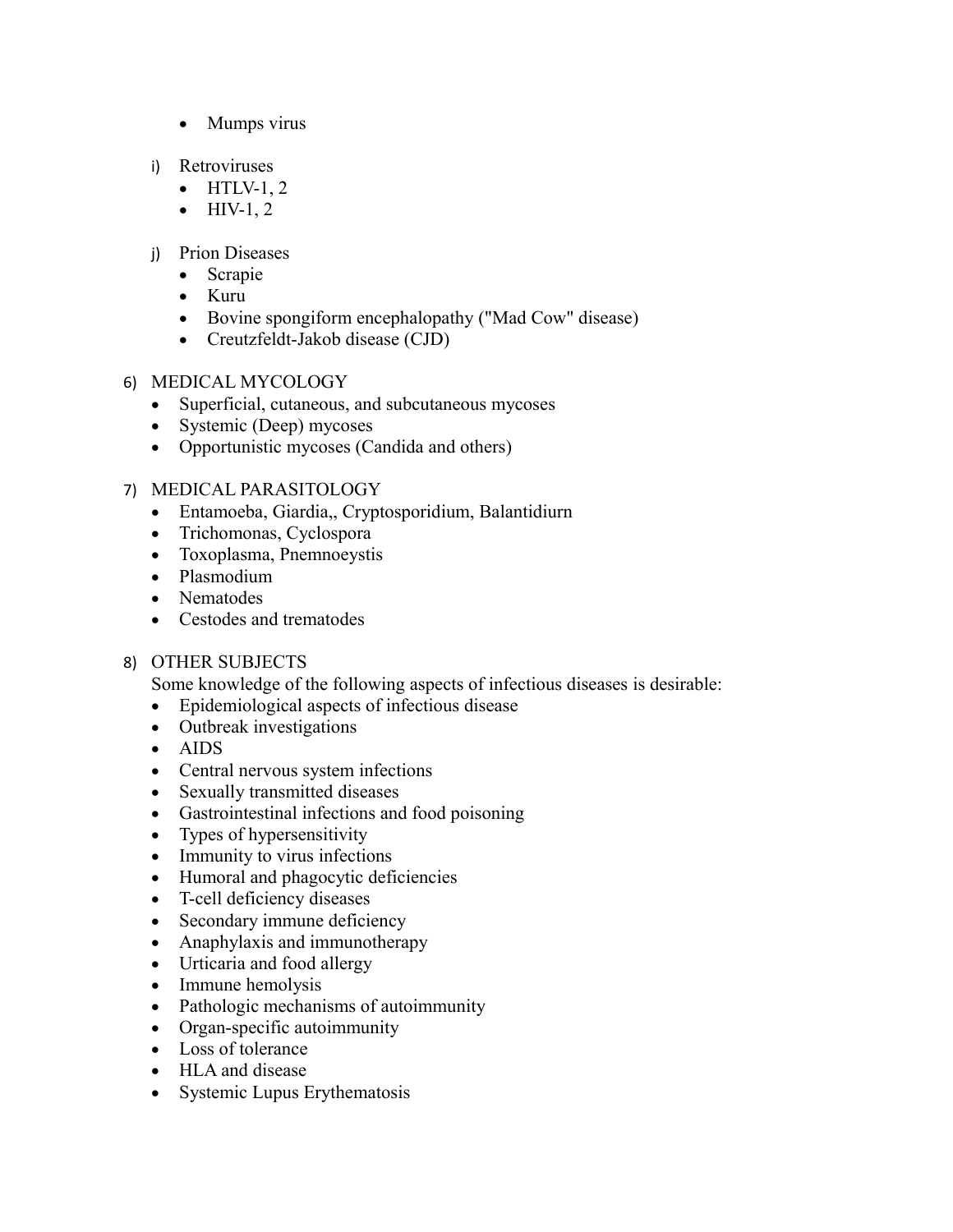- Mumps virus

i) Retroviruses
   - HTLV-1, 2
   - HIV-1, 2

j) Prion Diseases
   - Scrapie
   - Kuru
   - Bovine spongiform encephalopathy ("Mad Cow" disease)
   - Creutzfeldt-Jakob disease (CJD)

6) MEDICAL MYCOLOGY
   - Superficial, cutaneous, and subcutaneous mycoses
   - Systemic (Deep) mycoses
   - Opportunistic mycoses (Candida and others)

7) MEDICAL PARASITOLOGY
   - Entamoeba, Giardia,, Cryptosporidium, Balantidiurn
   - Trichomonas, Cyclospora
   - Toxoplasma, Pnemnoeystis
   - Plasmodium
   - Nematodes
   - Cestodes and trematodes

8) OTHER SUBJECTS

   Some knowledge of the following aspects of infectious diseases is desirable:
   - Epidemiological aspects of infectious disease
   - Outbreak investigations
   - AIDS
   - Central nervous system infections
   - Sexually transmitted diseases
   - Gastrointestinal infections and food poisoning
   - Types of hypersensitivity
   - Immunity to virus infections
   - Humoral and phagocytic deficiencies
   - T-cell deficiency diseases
   - Secondary immune deficiency
   - Anaphylaxis and immunotherapy
   - Urticaria and food allergy
   - Immune hemolysis
   - Pathologic mechanisms of autoimmunity
   - Organ-specific autoimmunity
   - Loss of tolerance
   - HLA and disease
   - Systemic Lupus Erythematosis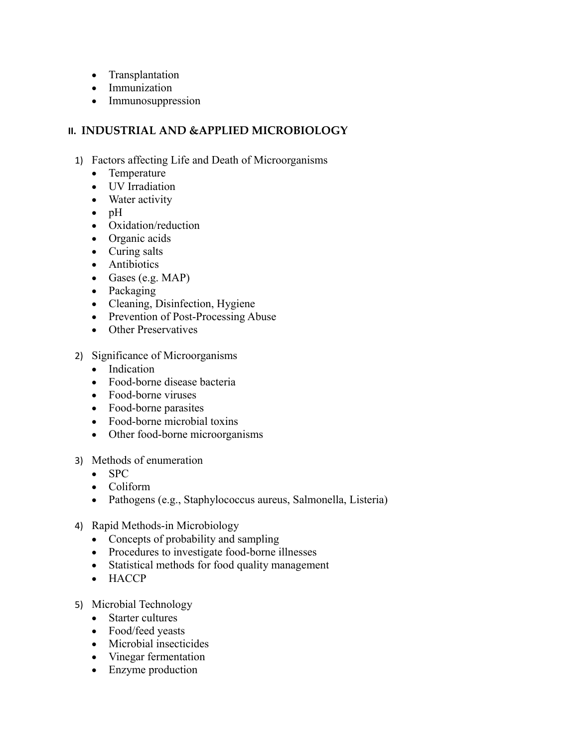- Transplantation
- Immunization
- Immunosuppression

## II. INDUSTRIAL AND &APPLIED MICROBIOLOGY

1) Factors affecting Life and Death of Microorganisms
   - Temperature
   - UV Irradiation
   - Water activity
   - pH
   - Oxidation/reduction
   - Organic acids
   - Curing salts
   - Antibiotics
   - Gases (e.g. MAP)
   - Packaging
   - Cleaning, Disinfection, Hygiene
   - Prevention of Post-Processing Abuse
   - Other Preservatives

2) Significance of Microorganisms
   - Indication
   - Food-borne disease bacteria
   - Food-borne viruses
   - Food-borne parasites
   - Food-borne microbial toxins
   - Other food-borne microorganisms

3) Methods of enumeration
   - SPC
   - Coliform
   - Pathogens (e.g., Staphylococcus aureus, Salmonella, Listeria)

4) Rapid Methods-in Microbiology
   - Concepts of probability and sampling
   - Procedures to investigate food-borne illnesses
   - Statistical methods for food quality management
   - HACCP

5) Microbial Technology
   - Starter cultures
   - Food/feed yeasts
   - Microbial insecticides
   - Vinegar fermentation
   - Enzyme production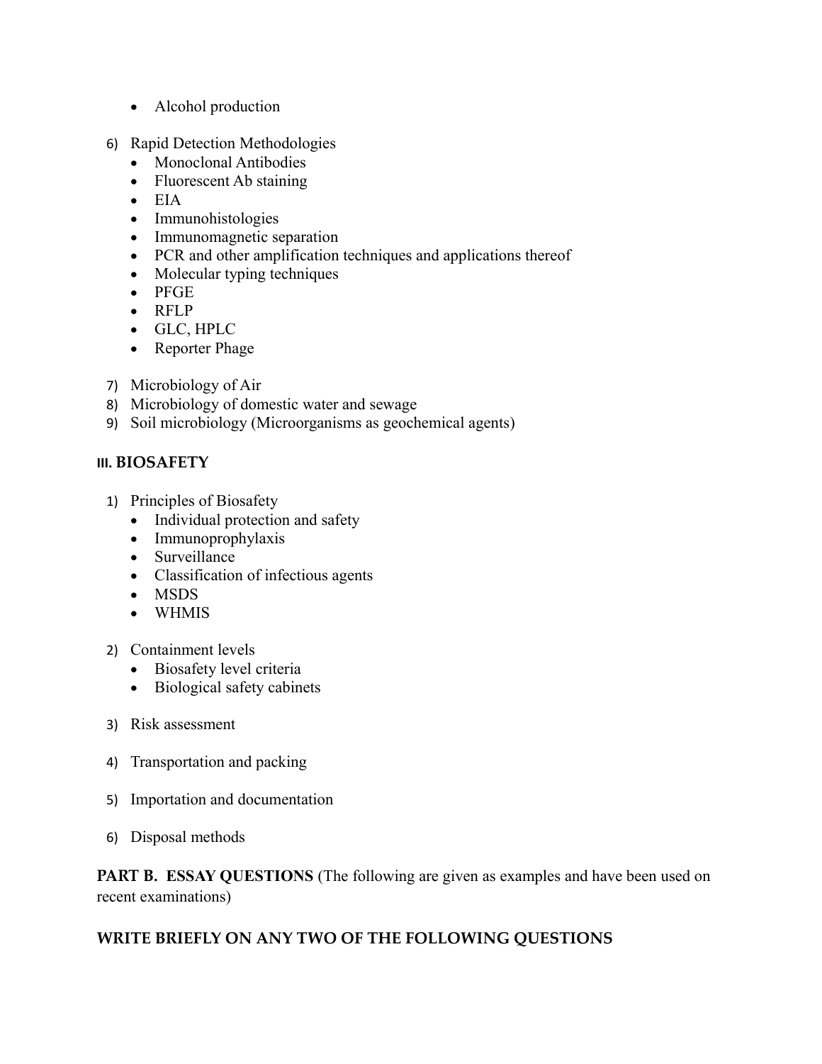- Alcohol production

6) Rapid Detection Methodologies
   - Monoclonal Antibodies
   - Fluorescent Ab staining
   - EIA
   - Immunohistologies
   - Immunomagnetic separation
   - PCR and other amplification techniques and applications thereof
   - Molecular typing techniques
   - PFGE
   - RFLP
   - GLC, HPLC
   - Reporter Phage

7) Microbiology of Air
8) Microbiology of domestic water and sewage
9) Soil microbiology (Microorganisms as geochemical agents)

### III. BIOSAFETY

1) Principles of Biosafety
   - Individual protection and safety
   - Immunoprophylaxis
   - Surveillance
   - Classification of infectious agents
   - MSDS
   - WHMIS

2) Containment levels
   - Biosafety level criteria
   - Biological safety cabinets

3) Risk assessment

4) Transportation and packing

5) Importation and documentation

6) Disposal methods

**PART B. ESSAY QUESTIONS** (The following are given as examples and have been used on recent examinations)

**WRITE BRIEFLY ON ANY TWO OF THE FOLLOWING QUESTIONS**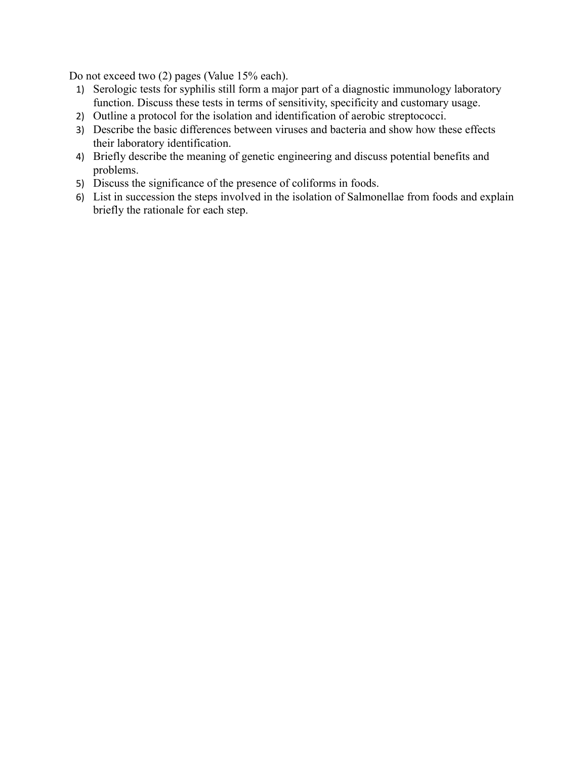Do not exceed two (2) pages (Value 15% each).

1) Serologic tests for syphilis still form a major part of a diagnostic immunology laboratory function. Discuss these tests in terms of sensitivity, specificity and customary usage.
2) Outline a protocol for the isolation and identification of aerobic streptococci.
3) Describe the basic differences between viruses and bacteria and show how these effects their laboratory identification.
4) Briefly describe the meaning of genetic engineering and discuss potential benefits and problems.
5) Discuss the significance of the presence of coliforms in foods.
6) List in succession the steps involved in the isolation of Salmonellae from foods and explain briefly the rationale for each step.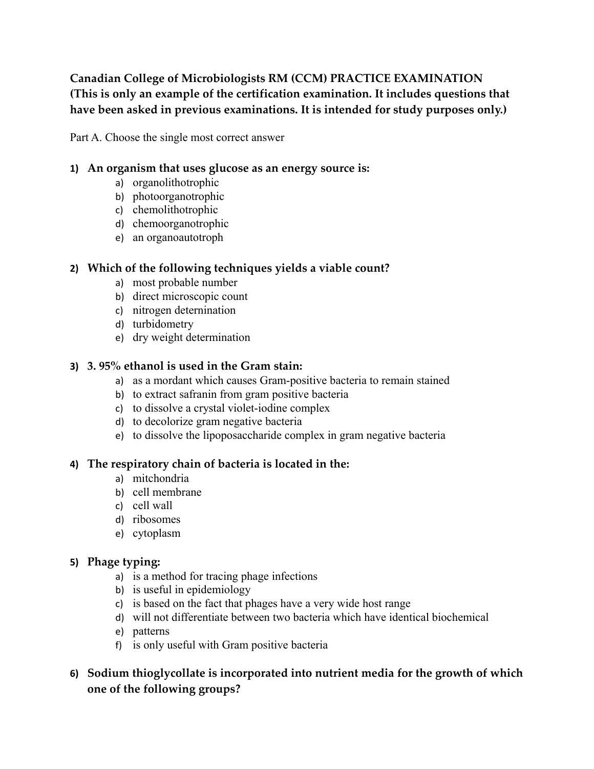**Canadian College of Microbiologists RM (CCM) PRACTICE EXAMINATION (This is only an example of the certification examination. It includes questions that have been asked in previous examinations. It is intended for study purposes only.)**

Part A. Choose the single most correct answer

1) **An organism that uses glucose as an energy source is:**
   a) organolithotrophic
   b) photoorganotrophic
   c) chemolithotrophic
   d) chemoorganotrophic
   e) an organoautotroph

2) **Which of the following techniques yields a viable count?**
   a) most probable number
   b) direct microscopic count
   c) nitrogen deternination
   d) turbidometry
   e) dry weight determination

3) **3. 95% ethanol is used in the Gram stain:**
   a) as a mordant which causes Gram-positive bacteria to remain stained
   b) to extract safranin from gram positive bacteria
   c) to dissolve a crystal violet-iodine complex
   d) to decolorize gram negative bacteria
   e) to dissolve the lipoposaccharide complex in gram negative bacteria

4) **The respiratory chain of bacteria is located in the:**
   a) mitchondria
   b) cell membrane
   c) cell wall
   d) ribosomes
   e) cytoplasm

5) **Phage typing:**
   a) is a method for tracing phage infections
   b) is useful in epidemiology
   c) is based on the fact that phages have a very wide host range
   d) will not differentiate between two bacteria which have identical biochemical
   e) patterns
   f) is only useful with Gram positive bacteria

6) **Sodium thioglycollate is incorporated into nutrient media for the growth of which one of the following groups?**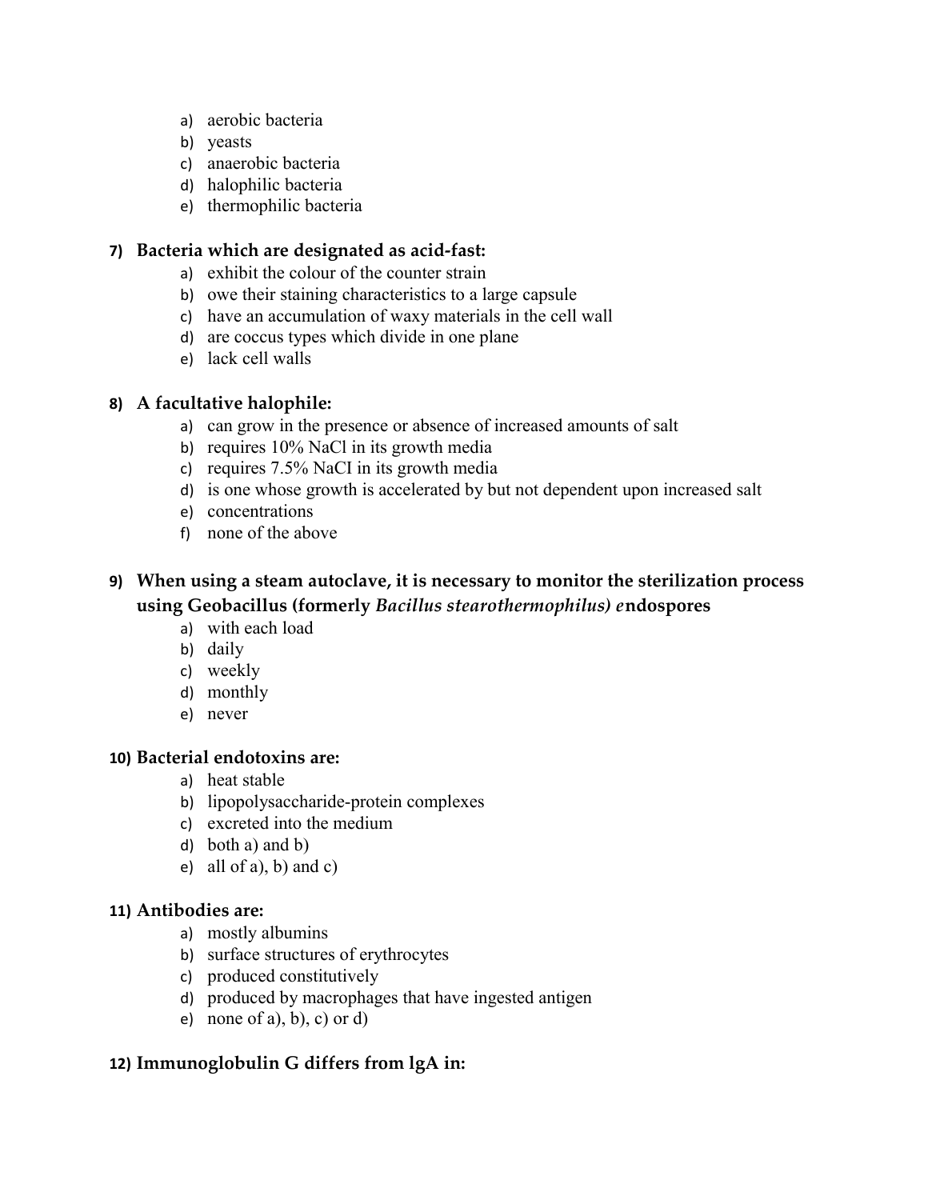a) aerobic bacteria
b) yeasts
c) anaerobic bacteria
d) halophilic bacteria
e) thermophilic bacteria

**7) Bacteria which are designated as acid-fast:**

a) exhibit the colour of the counter strain
b) owe their staining characteristics to a large capsule
c) have an accumulation of waxy materials in the cell wall
d) are coccus types which divide in one plane
e) lack cell walls

**8) A facultative halophile:**

a) can grow in the presence or absence of increased amounts of salt
b) requires 10% NaCI in its growth media
c) requires 7.5% NaCI in its growth media
d) is one whose growth is accelerated by but not dependent upon increased salt
e) concentrations
f) none of the above

**9) When using a steam autoclave, it is necessary to monitor the sterilization process using Geobacillus (formerly *Bacillus stearothermophilus) e*ndospores**

a) with each load
b) daily
c) weekly
d) monthly
e) never

**10) Bacterial endotoxins are:**

a) heat stable
b) lipopolysaccharide-protein complexes
c) excreted into the medium
d) both a) and b)
e) all of a), b) and c)

**11) Antibodies are:**

a) mostly albumins
b) surface structures of erythrocytes
c) produced constitutively
d) produced by macrophages that have ingested antigen
e) none of a), b), c) or d)

**12) Immunoglobulin G differs from lgA in:**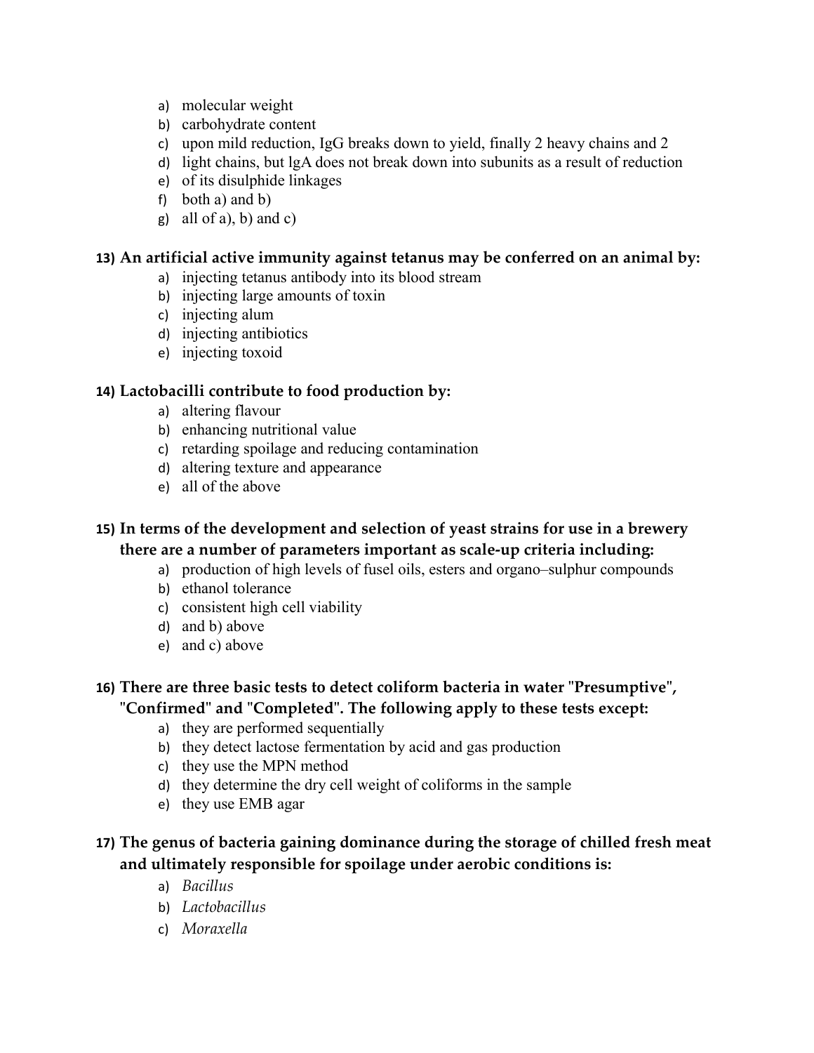a) molecular weight
b) carbohydrate content
c) upon mild reduction, IgG breaks down to yield, finally 2 heavy chains and 2
d) light chains, but lgA does not break down into subunits as a result of reduction
e) of its disulphide linkages
f) both a) and b)
g) all of a), b) and c)

**13) An artificial active immunity against tetanus may be conferred on an animal by:**

a) injecting tetanus antibody into its blood stream
b) injecting large amounts of toxin
c) injecting alum
d) injecting antibiotics
e) injecting toxoid

**14) Lactobacilli contribute to food production by:**

a) altering flavour
b) enhancing nutritional value
c) retarding spoilage and reducing contamination
d) altering texture and appearance
e) all of the above

**15) In terms of the development and selection of yeast strains for use in a brewery there are a number of parameters important as scale-up criteria including:**

a) production of high levels of fusel oils, esters and organo–sulphur compounds
b) ethanol tolerance
c) consistent high cell viability
d) and b) above
e) and c) above

**16) There are three basic tests to detect coliform bacteria in water "Presumptive", "Confirmed" and "Completed". The following apply to these tests except:**

a) they are performed sequentially
b) they detect lactose fermentation by acid and gas production
c) they use the MPN method
d) they determine the dry cell weight of coliforms in the sample
e) they use EMB agar

**17) The genus of bacteria gaining dominance during the storage of chilled fresh meat and ultimately responsible for spoilage under aerobic conditions is:**

a) *Bacillus*
b) *Lactobacillus*
c) *Moraxella*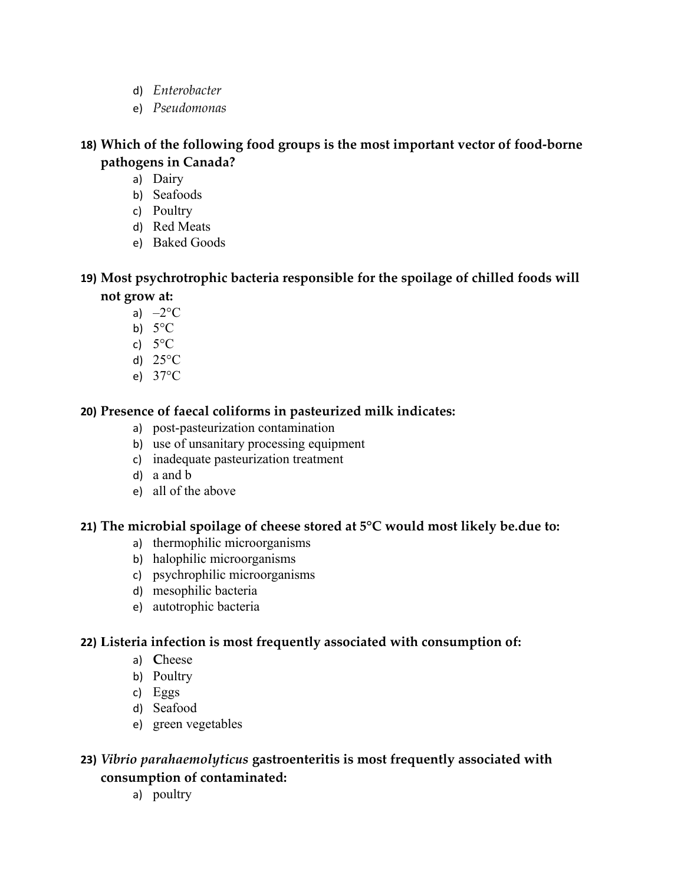d) *Enterobacter*
e) *Pseudomonas*

**18) Which of the following food groups is the most important vector of food-borne pathogens in Canada?**

a) Dairy
b) Seafoods
c) Poultry
d) Red Meats
e) Baked Goods

**19) Most psychrotrophic bacteria responsible for the spoilage of chilled foods will not grow at:**

a) –2°C
b) 5°C
c) 5°C
d) 25°C
e) 37°C

**20) Presence of faecal coliforms in pasteurized milk indicates:**

a) post-pasteurization contamination
b) use of unsanitary processing equipment
c) inadequate pasteurization treatment
d) a and b
e) all of the above

**21) The microbial spoilage of cheese stored at 5°C would most likely be.due to:**

a) thermophilic microorganisms
b) halophilic microorganisms
c) psychrophilic microorganisms
d) mesophilic bacteria
e) autotrophic bacteria

**22) Listeria infection is most frequently associated with consumption of:**

a) **C**heese
b) Poultry
c) Eggs
d) Seafood
e) green vegetables

**23) *Vibrio parahaemolyticus* gastroenteritis is most frequently associated with consumption of contaminated:**

a) poultry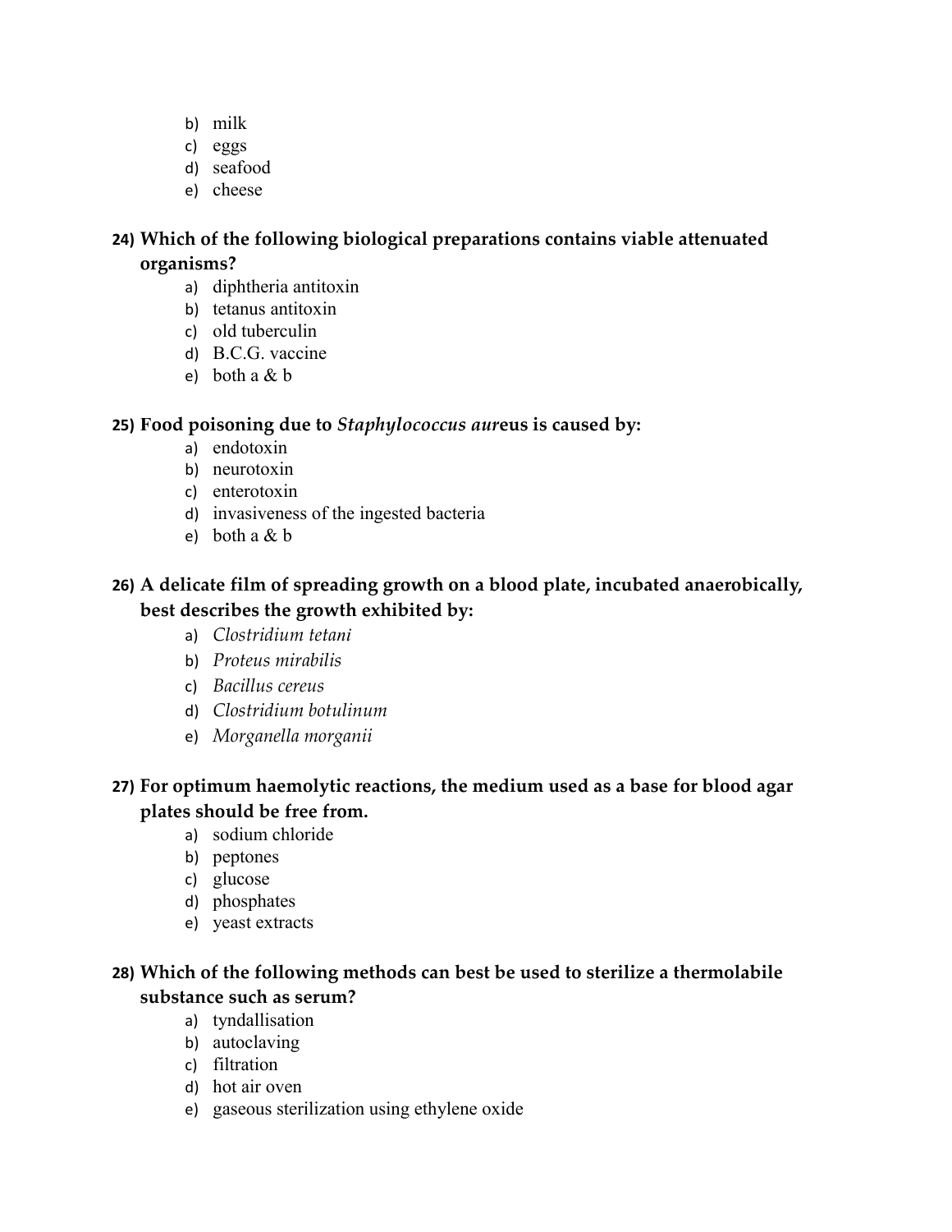b) milk
c) eggs
d) seafood
e) cheese

**24) Which of the following biological preparations contains viable attenuated organisms?**

a) diphtheria antitoxin
b) tetanus antitoxin
c) old tuberculin
d) B.C.G. vaccine
e) both a & b

**25) Food poisoning due to *Staphylococcus aur*eus is caused by:**

a) endotoxin
b) neurotoxin
c) enterotoxin
d) invasiveness of the ingested bacteria
e) both a & b

**26) A delicate film of spreading growth on a blood plate, incubated anaerobically, best describes the growth exhibited by:**

a) *Clostridium tetani*
b) *Proteus mirabilis*
c) *Bacillus cereus*
d) *Clostridium botulinum*
e) *Morganella morganii*

**27) For optimum haemolytic reactions, the medium used as a base for blood agar plates should be free from.**

a) sodium chloride
b) peptones
c) glucose
d) phosphates
e) yeast extracts

**28) Which of the following methods can best be used to sterilize a thermolabile substance such as serum?**

a) tyndallisation
b) autoclaving
c) filtration
d) hot air oven
e) gaseous sterilization using ethylene oxide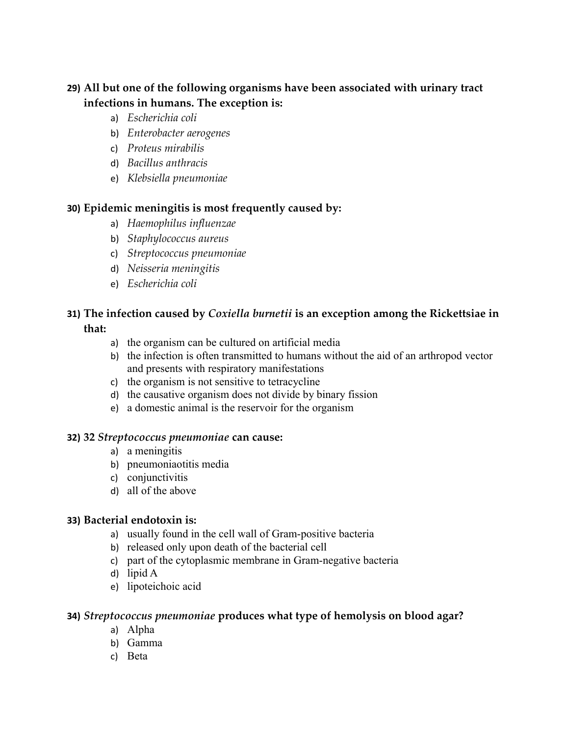**29) All but one of the following organisms have been associated with urinary tract infections in humans. The exception is:**

a) *Escherichia coli*
b) *Enterobacter aerogenes*
c) *Proteus mirabilis*
d) *Bacillus anthracis*
e) *Klebsiella pneumoniae*

**30) Epidemic meningitis is most frequently caused by:**

a) *Haemophilus influenzae*
b) *Staphylococcus aureus*
c) *Streptococcus pneumoniae*
d) *Neisseria meningitis*
e) *Escherichia coli*

**31) The infection caused by *Coxiella burnetii* is an exception among the Rickettsiae in that:**

a) the organism can be cultured on artificial media
b) the infection is often transmitted to humans without the aid of an arthropod vector and presents with respiratory manifestations
c) the organism is not sensitive to tetracycline
d) the causative organism does not divide by binary fission
e) a domestic animal is the reservoir for the organism

**32) 32 *Streptococcus pneumoniae* can cause:**

a) a meningitis
b) pneumoniaotitis media
c) conjunctivitis
d) all of the above

**33) Bacterial endotoxin is:**

a) usually found in the cell wall of Gram-positive bacteria
b) released only upon death of the bacterial cell
c) part of the cytoplasmic membrane in Gram-negative bacteria
d) lipid A
e) lipoteichoic acid

**34) *Streptococcus pneumoniae* produces what type of hemolysis on blood agar?**

a) Alpha
b) Gamma
c) Beta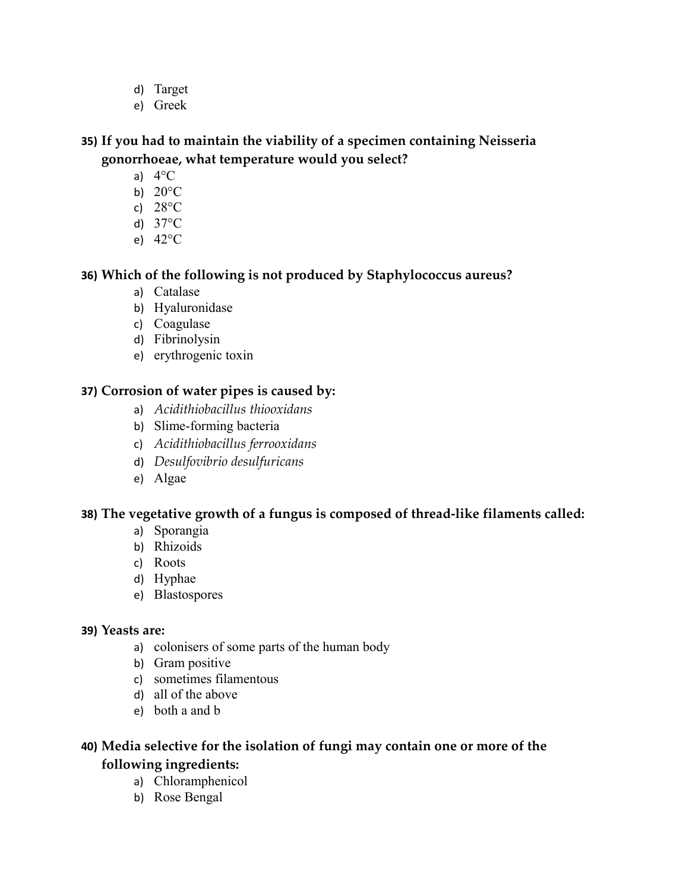d) Target
e) Greek

**35) If you had to maintain the viability of a specimen containing Neisseria gonorrhoeae, what temperature would you select?**

a) 4°C
b) 20°C
c) 28°C
d) 37°C
e) 42°C

**36) Which of the following is not produced by Staphylococcus aureus?**

a) Catalase
b) Hyaluronidase
c) Coagulase
d) Fibrinolysin
e) erythrogenic toxin

**37) Corrosion of water pipes is caused by:**

a) *Acidithiobacillus thiooxidans*
b) Slime-forming bacteria
c) *Acidithiobacillus ferrooxidans*
d) *Desulfovibrio desulfuricans*
e) Algae

**38) The vegetative growth of a fungus is composed of thread-like filaments called:**

a) Sporangia
b) Rhizoids
c) Roots
d) Hyphae
e) Blastospores

**39) Yeasts are:**

a) colonisers of some parts of the human body
b) Gram positive
c) sometimes filamentous
d) all of the above
e) both a and b

**40) Media selective for the isolation of fungi may contain one or more of the following ingredients:**

a) Chloramphenicol
b) Rose Bengal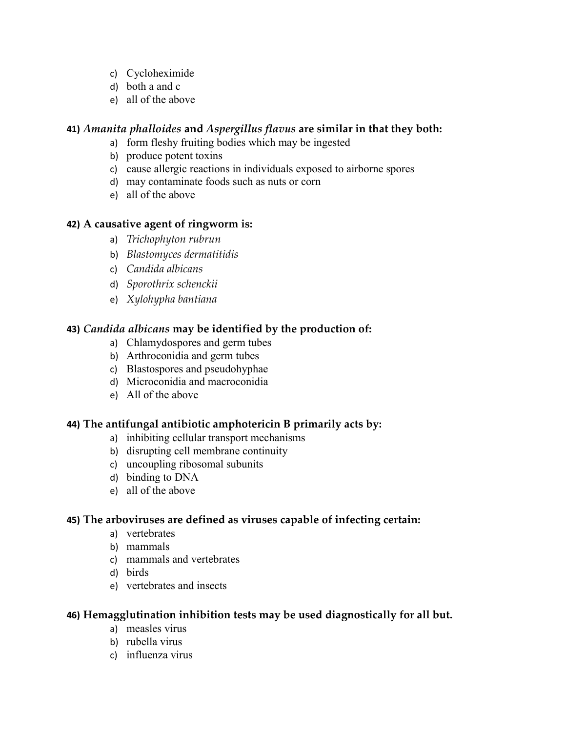c) Cycloheximide
d) both a and c
e) all of the above

**41)** ***Amanita phalloides*** **and** ***Aspergillus flavus*** **are similar in that they both:**

a) form fleshy fruiting bodies which may be ingested
b) produce potent toxins
c) cause allergic reactions in individuals exposed to airborne spores
d) may contaminate foods such as nuts or corn
e) all of the above

**42) A causative agent of ringworm is:**

a) *Trichophyton rubrun*
b) *Blastomyces dermatitidis*
c) *Candida albicans*
d) *Sporothrix schenckii*
e) *Xylohypha bantiana*

**43)** ***Candida albicans*** **may be identified by the production of:**

a) Chlamydospores and germ tubes
b) Arthroconidia and germ tubes
c) Blastospores and pseudohyphae
d) Microconidia and macroconidia
e) All of the above

**44) The antifungal antibiotic amphotericin B primarily acts by:**

a) inhibiting cellular transport mechanisms
b) disrupting cell membrane continuity
c) uncoupling ribosomal subunits
d) binding to DNA
e) all of the above

**45) The arboviruses are defined as viruses capable of infecting certain:**

a) vertebrates
b) mammals
c) mammals and vertebrates
d) birds
e) vertebrates and insects

**46) Hemagglutination inhibition tests may be used diagnostically for all but.**

a) measles virus
b) rubella virus
c) influenza virus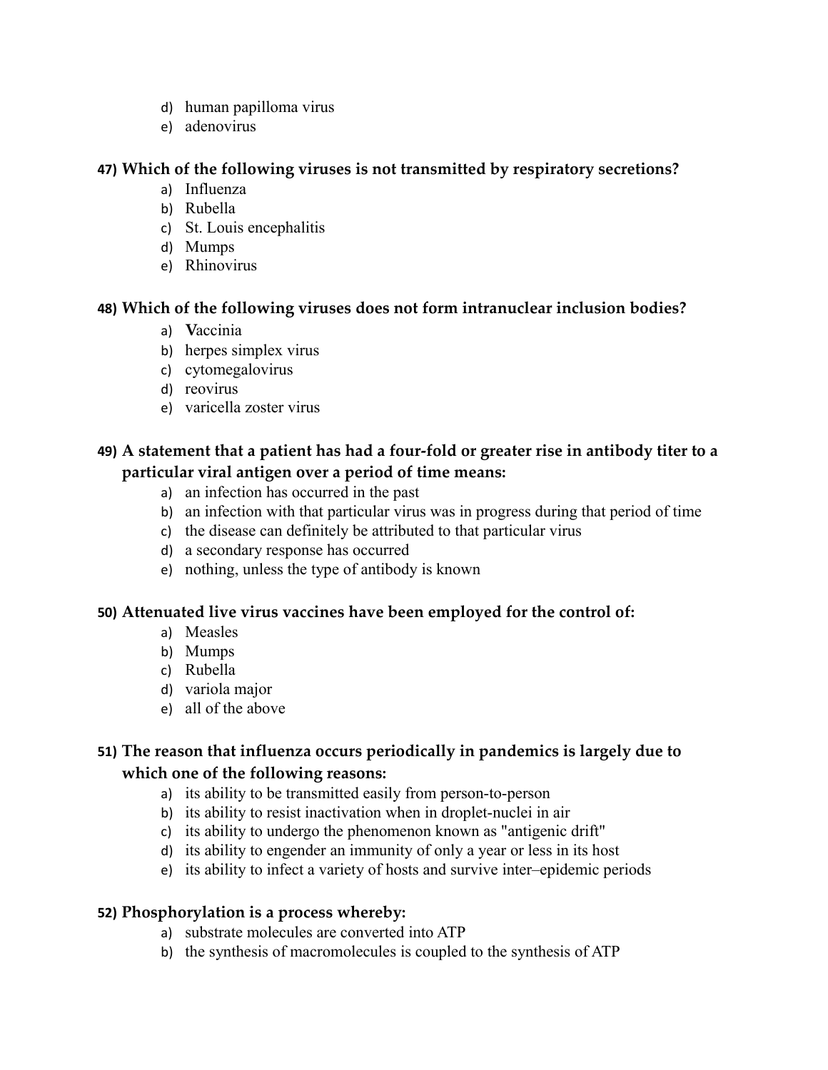d) human papilloma virus
e) adenovirus

**47) Which of the following viruses is not transmitted by respiratory secretions?**

a) Influenza
b) Rubella
c) St. Louis encephalitis
d) Mumps
e) Rhinovirus

**48) Which of the following viruses does not form intranuclear inclusion bodies?**

a) **V**accinia
b) herpes simplex virus
c) cytomegalovirus
d) reovirus
e) varicella zoster virus

**49) A statement that a patient has had a four-fold or greater rise in antibody titer to a particular viral antigen over a period of time means:**

a) an infection has occurred in the past
b) an infection with that particular virus was in progress during that period of time
c) the disease can definitely be attributed to that particular virus
d) a secondary response has occurred
e) nothing, unless the type of antibody is known

**50) Attenuated live virus vaccines have been employed for the control of:**

a) Measles
b) Mumps
c) Rubella
d) variola major
e) all of the above

**51) The reason that influenza occurs periodically in pandemics is largely due to which one of the following reasons:**

a) its ability to be transmitted easily from person-to-person
b) its ability to resist inactivation when in droplet-nuclei in air
c) its ability to undergo the phenomenon known as "antigenic drift"
d) its ability to engender an immunity of only a year or less in its host
e) its ability to infect a variety of hosts and survive inter–epidemic periods

**52) Phosphorylation is a process whereby:**

a) substrate molecules are converted into ATP
b) the synthesis of macromolecules is coupled to the synthesis of ATP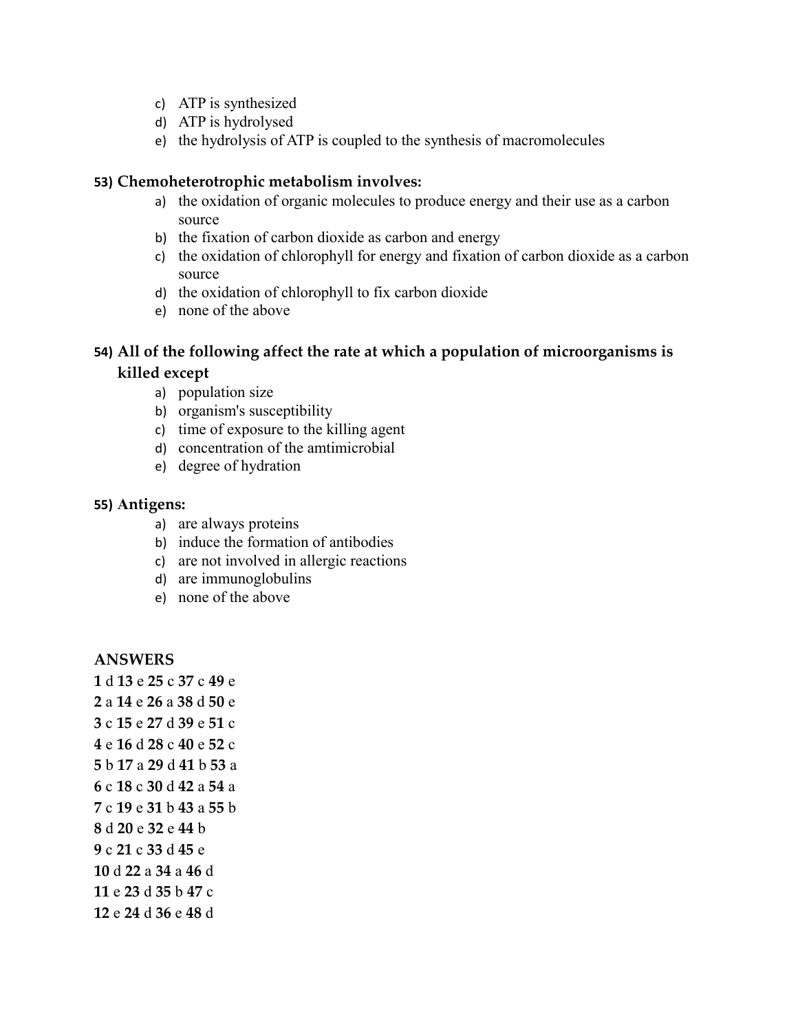c) ATP is synthesized
d) ATP is hydrolysed
e) the hydrolysis of ATP is coupled to the synthesis of macromolecules

**53) Chemoheterotrophic metabolism involves:**

a) the oxidation of organic molecules to produce energy and their use as a carbon source
b) the fixation of carbon dioxide as carbon and energy
c) the oxidation of chlorophyll for energy and fixation of carbon dioxide as a carbon source
d) the oxidation of chlorophyll to fix carbon dioxide
e) none of the above

**54) All of the following affect the rate at which a population of microorganisms is killed except**

a) population size
b) organism's susceptibility
c) time of exposure to the killing agent
d) concentration of the amtimicrobial
e) degree of hydration

**55) Antigens:**

a) are always proteins
b) induce the formation of antibodies
c) are not involved in allergic reactions
d) are immunoglobulins
e) none of the above

**ANSWERS**

**1** d **13** e **25** c **37** c **49** e
**2** a **14** e **26** a **38** d **50** e
**3** c **15** e **27** d **39** e **51** c
**4** e **16** d **28** c **40** e **52** c
**5** b **17** a **29** d **41** b **53** a
**6** c **18** c **30** d **42** a **54** a
**7** c **19** e **31** b **43** a **55** b
**8** d **20** e **32** e **44** b
**9** c **21** c **33** d **45** e
**10** d **22** a **34** a **46** d
**11** e **23** d **35** b **47** c
**12** e **24** d **36** e **48** d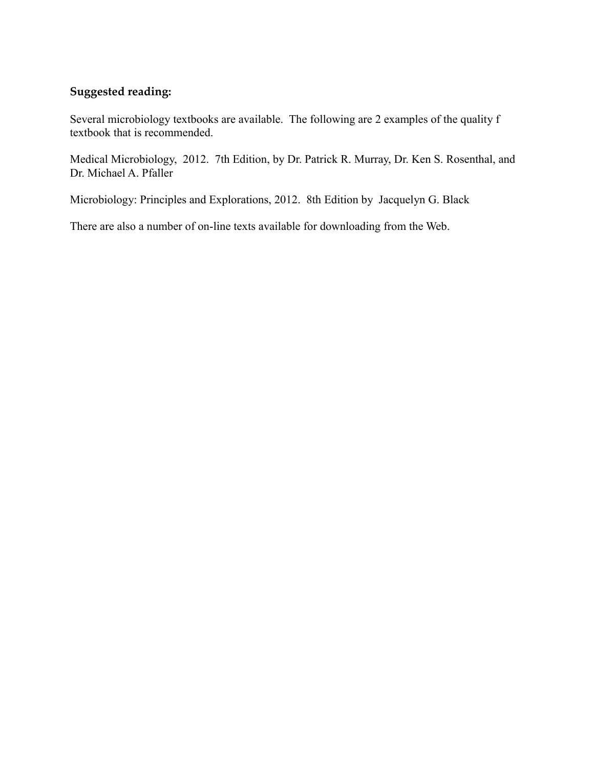**Suggested reading:**

Several microbiology textbooks are available. The following are 2 examples of the quality f textbook that is recommended.

Medical Microbiology, 2012. 7th Edition, by Dr. Patrick R. Murray, Dr. Ken S. Rosenthal, and Dr. Michael A. Pfaller

Microbiology: Principles and Explorations, 2012. 8th Edition by Jacquelyn G. Black

There are also a number of on-line texts available for downloading from the Web.